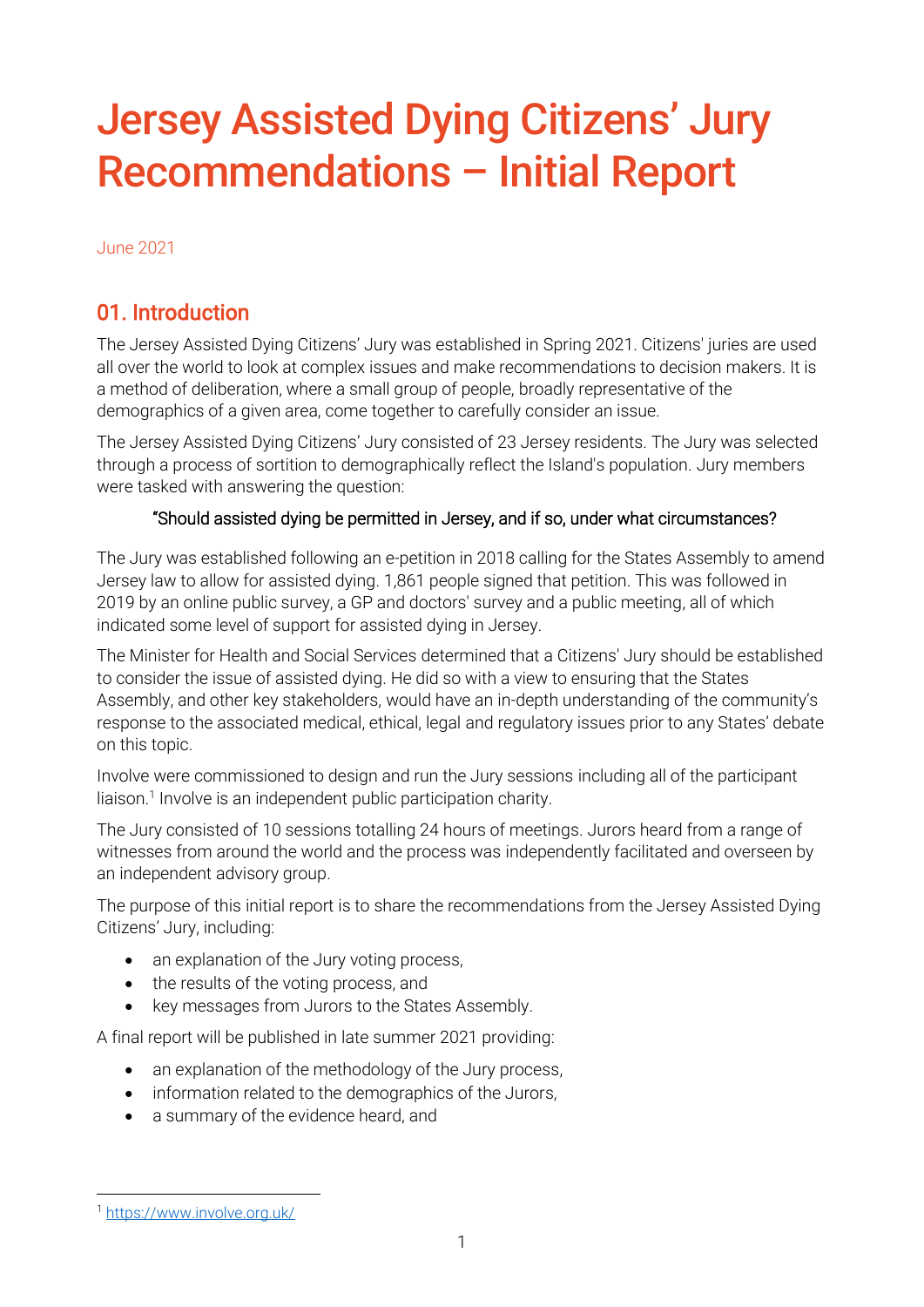# Jersey Assisted Dying Citizens' Jury Recommendations – Initial Report

June 2021

## 01. Introduction

The Jersey Assisted Dying Citizens' Jury was established in Spring 2021. Citizens' juries are used all over the world to look at complex issues and make recommendations to decision makers. It is a method of deliberation, where a small group of people, broadly representative of the demographics of a given area, come together to carefully consider an issue.

The Jersey Assisted Dying Citizens' Jury consisted of 23 Jersey residents. The Jury was selected through a process of sortition to demographically reflect the Island's population. Jury members were tasked with answering the question:

"Should assisted dying be permitted in Jersey, and if so, under what circumstances?

The Jury was established following an e-petition in 2018 calling for the States Assembly to amend Jersey law to allow for assisted dying. 1,861 people signed that petition. This was followed in 2019 by an online public survey, a GP and doctors' survey and a public meeting, all of which indicated some level of support for assisted dying in Jersey.

The Minister for Health and Social Services determined that a Citizens' Jury should be established to consider the issue of assisted dying. He did so with a view to ensuring that the States Assembly, and other key stakeholders, would have an in-depth understanding of the community's response to the associated medical, ethical, legal and regulatory issues prior to any States' debate on this topic.

Involve were commissioned to design and run the Jury sessions including all of the participant liaison.[1] Involve is an independent public participation charity.

The Jury consisted of 10 sessions totalling 24 hours of meetings. Jurors heard from a range of witnesses from around the world and the process was independently facilitated and overseen by an independent advisory group.

The purpose of this initial report is to share the recommendations from the Jersey Assisted Dying Citizens' Jury, including:

- an explanation of the Jury voting process,
- the results of the voting process, and
- key messages from Jurors to the States Assembly.

A final report will be published in late summer 2021 providing:

- an explanation of the methodology of the Jury process,
- information related to the demographics of the Jurors,
- a summary of the evidence heard, and

[1] https://www.involve.org.uk/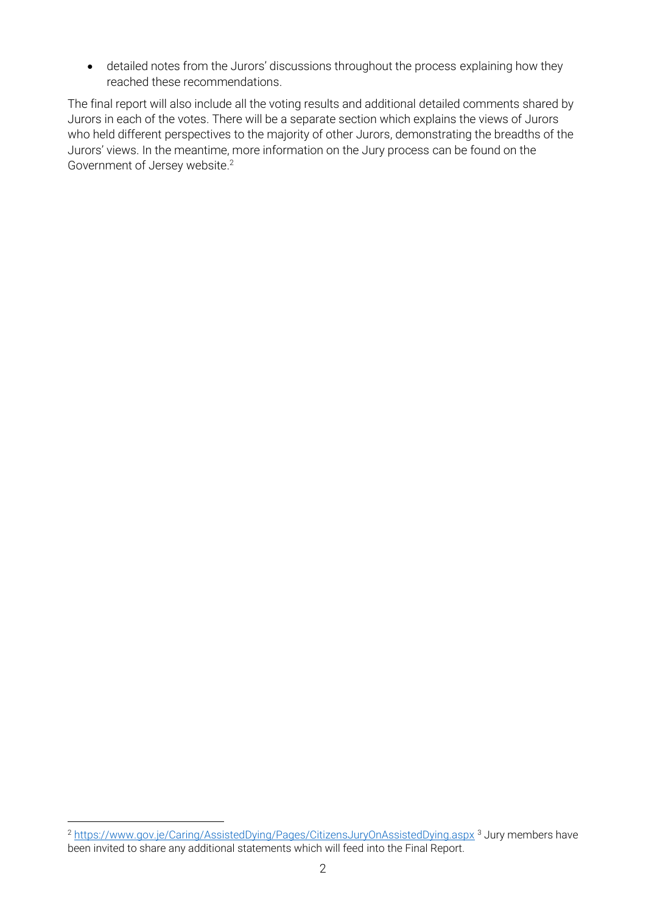- detailed notes from the Jurors' discussions throughout the process explaining how they reached these recommendations.

The final report will also include all the voting results and additional detailed comments shared by Jurors in each of the votes. There will be a separate section which explains the views of Jurors who held different perspectives to the majority of other Jurors, demonstrating the breadths of the Jurors' views. In the meantime, more information on the Jury process can be found on the Government of Jersey website.[2]

---

[2] https://www.gov.je/Caring/AssistedDying/Pages/CitizensJuryOnAssistedDying.aspx [3] Jury members have been invited to share any additional statements which will feed into the Final Report.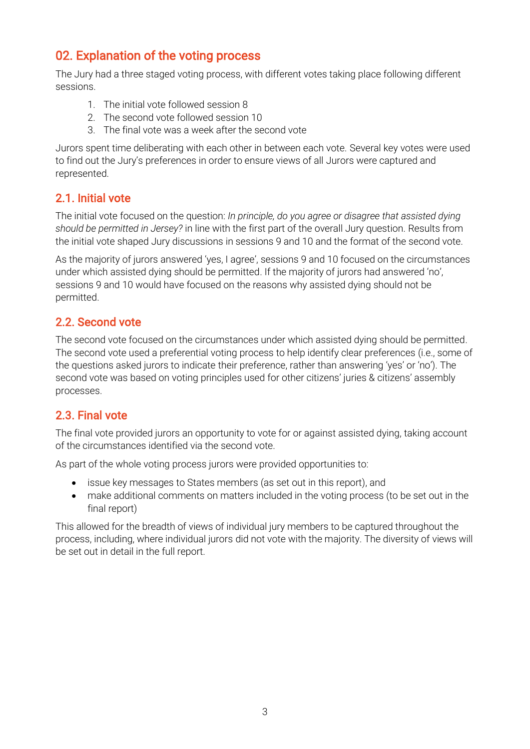## 02. Explanation of the voting process

The Jury had a three staged voting process, with different votes taking place following different sessions.

1. The initial vote followed session 8
2. The second vote followed session 10
3. The final vote was a week after the second vote

Jurors spent time deliberating with each other in between each vote. Several key votes were used to find out the Jury's preferences in order to ensure views of all Jurors were captured and represented.

### 2.1. Initial vote

The initial vote focused on the question: *In principle, do you agree or disagree that assisted dying should be permitted in Jersey?* in line with the first part of the overall Jury question. Results from the initial vote shaped Jury discussions in sessions 9 and 10 and the format of the second vote.

As the majority of jurors answered 'yes, I agree', sessions 9 and 10 focused on the circumstances under which assisted dying should be permitted. If the majority of jurors had answered 'no', sessions 9 and 10 would have focused on the reasons why assisted dying should not be permitted.

### 2.2. Second vote

The second vote focused on the circumstances under which assisted dying should be permitted. The second vote used a preferential voting process to help identify clear preferences (i.e., some of the questions asked jurors to indicate their preference, rather than answering 'yes' or 'no'). The second vote was based on voting principles used for other citizens' juries & citizens' assembly processes.

### 2.3. Final vote

The final vote provided jurors an opportunity to vote for or against assisted dying, taking account of the circumstances identified via the second vote.

As part of the whole voting process jurors were provided opportunities to:

- issue key messages to States members (as set out in this report), and
- make additional comments on matters included in the voting process (to be set out in the final report)

This allowed for the breadth of views of individual jury members to be captured throughout the process, including, where individual jurors did not vote with the majority. The diversity of views will be set out in detail in the full report.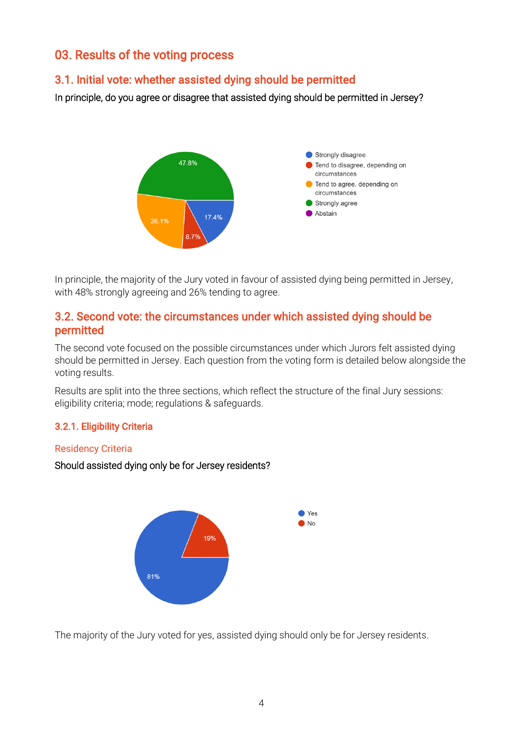## 03. Results of the voting process

### 3.1. Initial vote: whether assisted dying should be permitted

In principle, do you agree or disagree that assisted dying should be permitted in Jersey?

In principle, the majority of the Jury voted in favour of assisted dying being permitted in Jersey, with 48% strongly agreeing and 26% tending to agree.

### 3.2. Second vote: the circumstances under which assisted dying should be permitted

The second vote focused on the possible circumstances under which Jurors felt assisted dying should be permitted in Jersey. Each question from the voting form is detailed below alongside the voting results.

Results are split into the three sections, which reflect the structure of the final Jury sessions: eligibility criteria; mode; regulations & safeguards.

#### 3.2.1. Eligibility Criteria

##### Residency Criteria

Should assisted dying only be for Jersey residents?

The majority of the Jury voted for yes, assisted dying should only be for Jersey residents.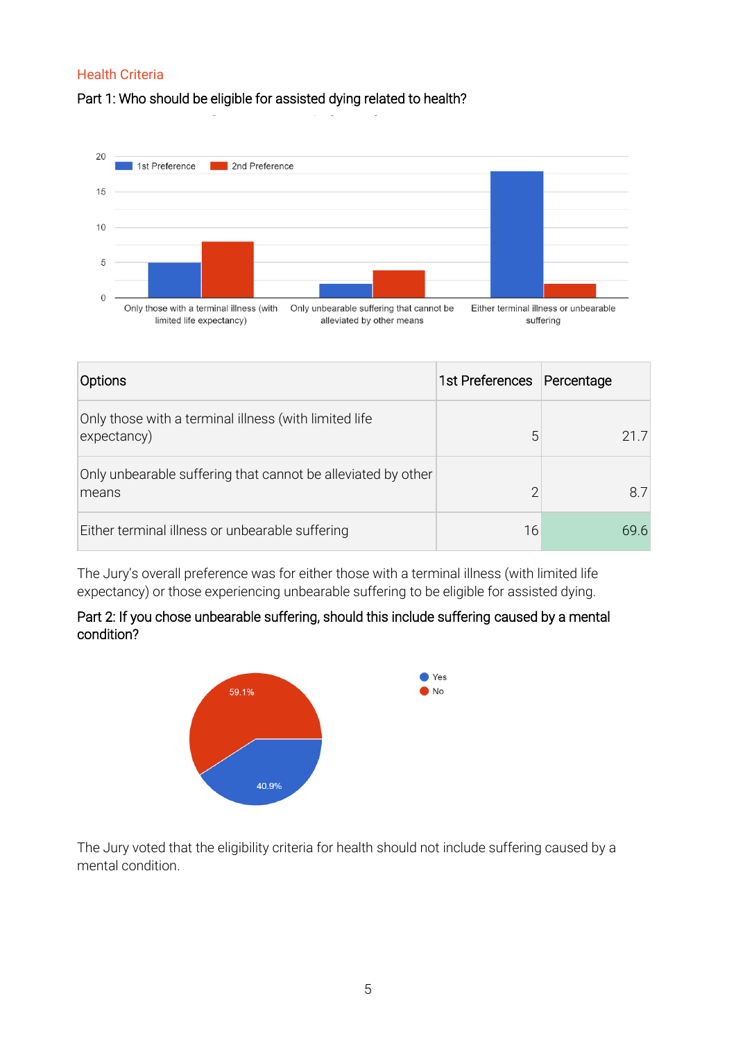## Health Criteria

### Part 1: Who should be eligible for assisted dying related to health?

| Options | 1st Preferences | Percentage |
|---|---|---|
| Only those with a terminal illness (with limited life expectancy) | 5 | 21.7 |
| Only unbearable suffering that cannot be alleviated by other means | 2 | 8.7 |
| Either terminal illness or unbearable suffering | 16 | 69.6 |

The Jury's overall preference was for either those with a terminal illness (with limited life expectancy) or those experiencing unbearable suffering to be eligible for assisted dying.

### Part 2: If you chose unbearable suffering, should this include suffering caused by a mental condition?

The Jury voted that the eligibility criteria for health should not include suffering caused by a mental condition.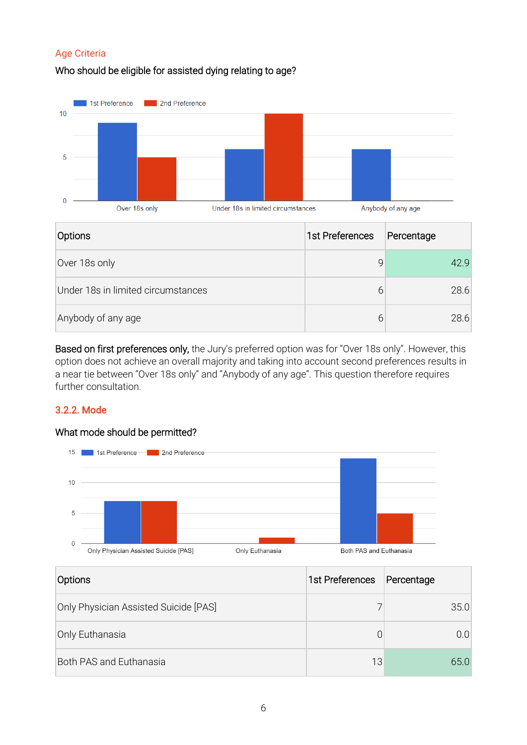### Age Criteria

Who should be eligible for assisted dying relating to age?

| Options | 1st Preferences | Percentage |
|---|---|---|
| Over 18s only | 9 | 42.9 |
| Under 18s in limited circumstances | 6 | 28.6 |
| Anybody of any age | 6 | 28.6 |

**Based on first preferences only,** the Jury's preferred option was for "Over 18s only". However, this option does not achieve an overall majority and taking into account second preferences results in a near tie between "Over 18s only" and "Anybody of any age". This question therefore requires further consultation.

### 3.2.2. Mode

What mode should be permitted?

| Options | 1st Preferences | Percentage |
|---|---|---|
| Only Physician Assisted Suicide [PAS] | 7 | 35.0 |
| Only Euthanasia | 0 | 0.0 |
| Both PAS and Euthanasia | 13 | 65.0 |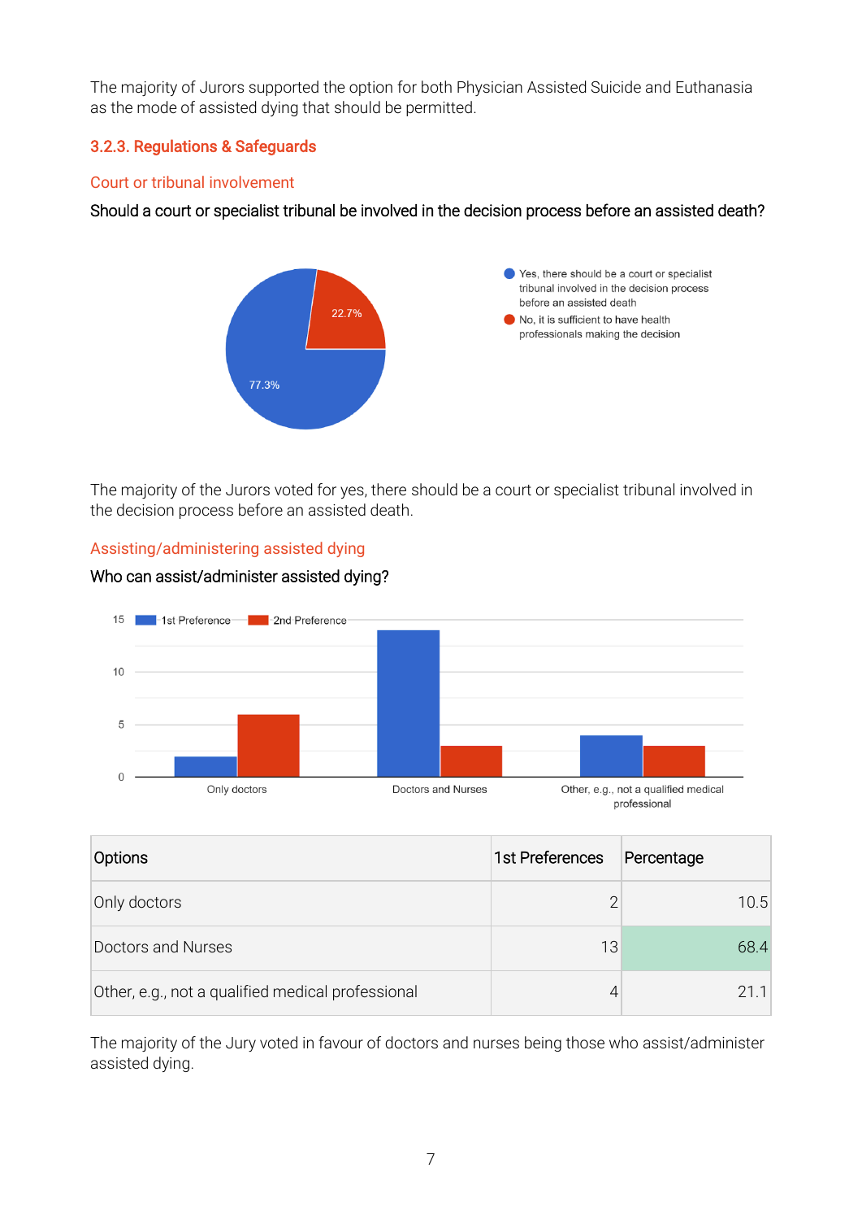The majority of Jurors supported the option for both Physician Assisted Suicide and Euthanasia as the mode of assisted dying that should be permitted.

### 3.2.3. Regulations & Safeguards

#### Court or tribunal involvement

**Should a court or specialist tribunal be involved in the decision process before an assisted death?**

- Yes, there should be a court or specialist tribunal involved in the decision process before an assisted death: 77.3%
- No, it is sufficient to have health professionals making the decision: 22.7%

The majority of the Jurors voted for yes, there should be a court or specialist tribunal involved in the decision process before an assisted death.

#### Assisting/administering assisted dying

**Who can assist/administer assisted dying?**

| Options | 1st Preferences | Percentage |
|---|---|---|
| Only doctors | 2 | 10.5 |
| Doctors and Nurses | 13 | 68.4 |
| Other, e.g., not a qualified medical professional | 4 | 21.1 |

The majority of the Jury voted in favour of doctors and nurses being those who assist/administer assisted dying.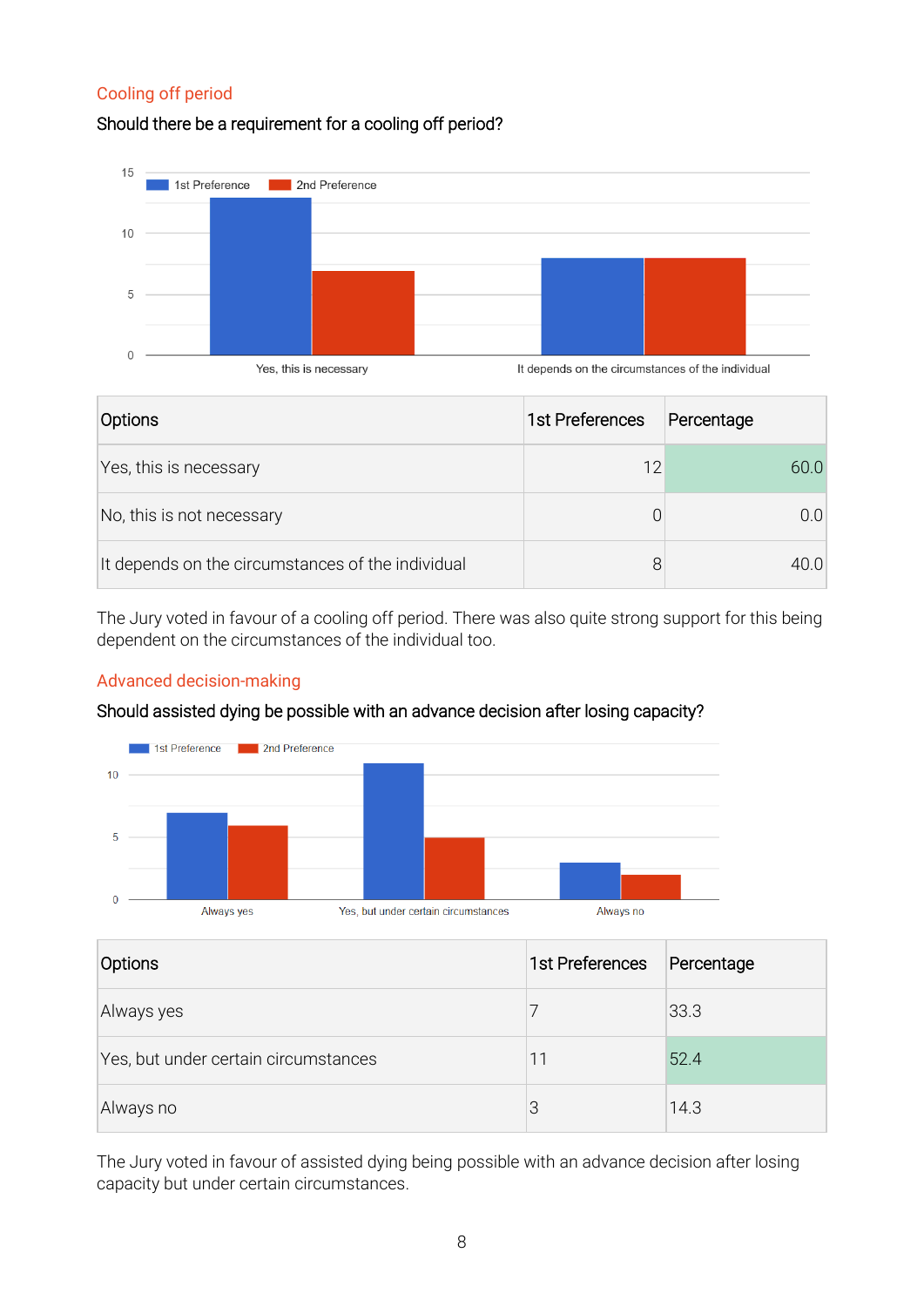## Cooling off period

**Should there be a requirement for a cooling off period?**

| Options | 1st Preferences | Percentage |
|---|---|---|
| Yes, this is necessary | 12 | 60.0 |
| No, this is not necessary | 0 | 0.0 |
| It depends on the circumstances of the individual | 8 | 40.0 |

The Jury voted in favour of a cooling off period. There was also quite strong support for this being dependent on the circumstances of the individual too.

## Advanced decision-making

**Should assisted dying be possible with an advance decision after losing capacity?**

| Options | 1st Preferences | Percentage |
|---|---|---|
| Always yes | 7 | 33.3 |
| Yes, but under certain circumstances | 11 | 52.4 |
| Always no | 3 | 14.3 |

The Jury voted in favour of assisted dying being possible with an advance decision after losing capacity but under certain circumstances.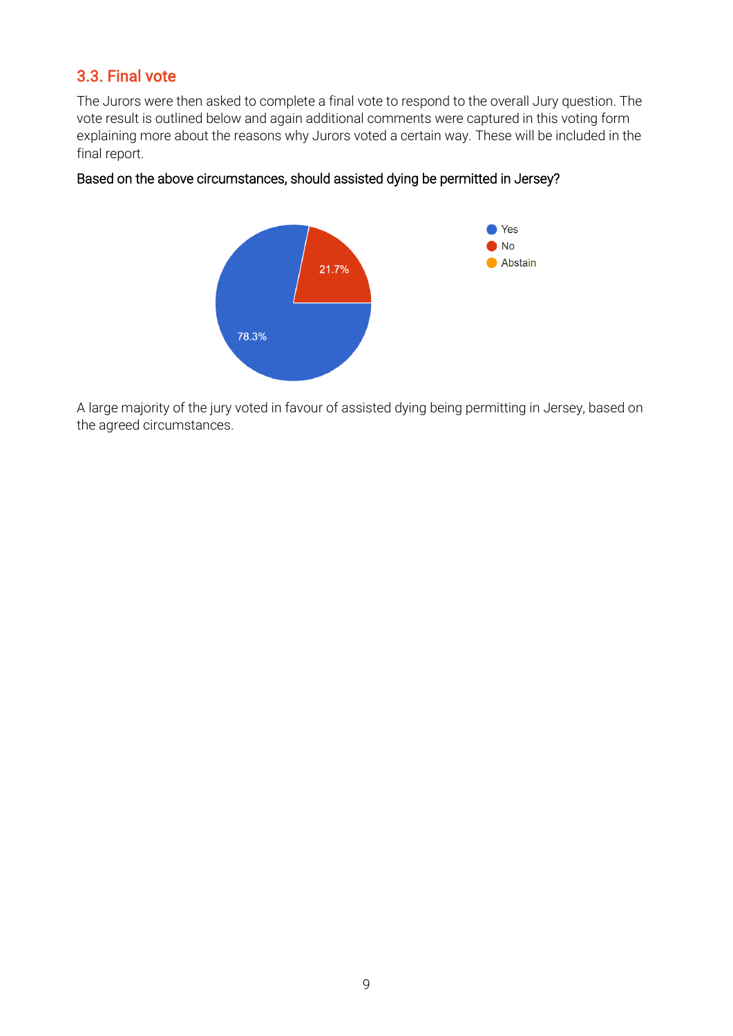## 3.3. Final vote

The Jurors were then asked to complete a final vote to respond to the overall Jury question. The vote result is outlined below and again additional comments were captured in this voting form explaining more about the reasons why Jurors voted a certain way. These will be included in the final report.

Based on the above circumstances, should assisted dying be permitted in Jersey?

| Response | Percentage |
| --- | --- |
| Yes | 78.3% |
| No | 21.7% |
| Abstain | |

A large majority of the jury voted in favour of assisted dying being permitting in Jersey, based on the agreed circumstances.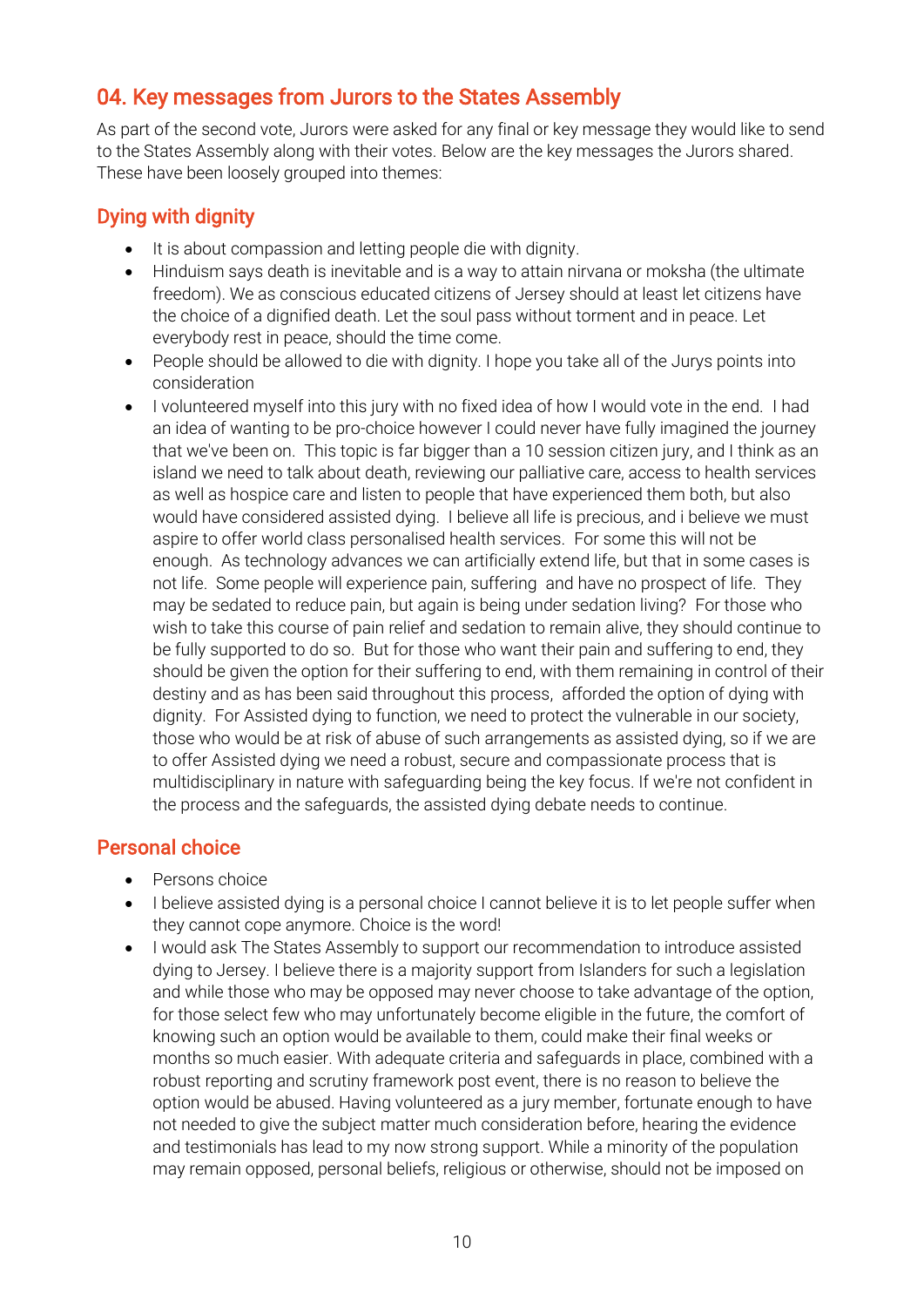## 04. Key messages from Jurors to the States Assembly

As part of the second vote, Jurors were asked for any final or key message they would like to send to the States Assembly along with their votes. Below are the key messages the Jurors shared. These have been loosely grouped into themes:

### Dying with dignity

- It is about compassion and letting people die with dignity.
- Hinduism says death is inevitable and is a way to attain nirvana or moksha (the ultimate freedom). We as conscious educated citizens of Jersey should at least let citizens have the choice of a dignified death. Let the soul pass without torment and in peace. Let everybody rest in peace, should the time come.
- People should be allowed to die with dignity. I hope you take all of the Jurys points into consideration
- I volunteered myself into this jury with no fixed idea of how I would vote in the end. I had an idea of wanting to be pro-choice however I could never have fully imagined the journey that we've been on. This topic is far bigger than a 10 session citizen jury, and I think as an island we need to talk about death, reviewing our palliative care, access to health services as well as hospice care and listen to people that have experienced them both, but also would have considered assisted dying. I believe all life is precious, and i believe we must aspire to offer world class personalised health services. For some this will not be enough. As technology advances we can artificially extend life, but that in some cases is not life. Some people will experience pain, suffering and have no prospect of life. They may be sedated to reduce pain, but again is being under sedation living? For those who wish to take this course of pain relief and sedation to remain alive, they should continue to be fully supported to do so. But for those who want their pain and suffering to end, they should be given the option for their suffering to end, with them remaining in control of their destiny and as has been said throughout this process, afforded the option of dying with dignity. For Assisted dying to function, we need to protect the vulnerable in our society, those who would be at risk of abuse of such arrangements as assisted dying, so if we are to offer Assisted dying we need a robust, secure and compassionate process that is multidisciplinary in nature with safeguarding being the key focus. If we're not confident in the process and the safeguards, the assisted dying debate needs to continue.

### Personal choice

- Persons choice
- I believe assisted dying is a personal choice I cannot believe it is to let people suffer when they cannot cope anymore. Choice is the word!
- I would ask The States Assembly to support our recommendation to introduce assisted dying to Jersey. I believe there is a majority support from Islanders for such a legislation and while those who may be opposed may never choose to take advantage of the option, for those select few who may unfortunately become eligible in the future, the comfort of knowing such an option would be available to them, could make their final weeks or months so much easier. With adequate criteria and safeguards in place, combined with a robust reporting and scrutiny framework post event, there is no reason to believe the option would be abused. Having volunteered as a jury member, fortunate enough to have not needed to give the subject matter much consideration before, hearing the evidence and testimonials has lead to my now strong support. While a minority of the population may remain opposed, personal beliefs, religious or otherwise, should not be imposed on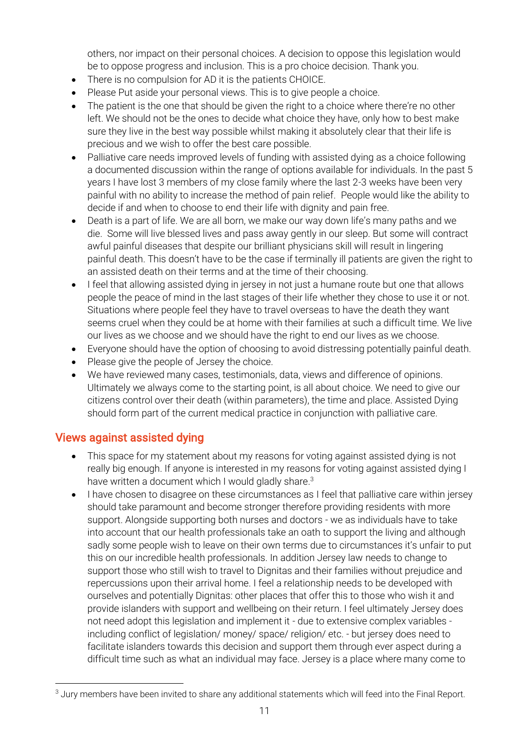others, nor impact on their personal choices. A decision to oppose this legislation would be to oppose progress and inclusion. This is a pro choice decision. Thank you.

- There is no compulsion for AD it is the patients CHOICE.
- Please Put aside your personal views. This is to give people a choice.
- The patient is the one that should be given the right to a choice where there're no other left. We should not be the ones to decide what choice they have, only how to best make sure they live in the best way possible whilst making it absolutely clear that their life is precious and we wish to offer the best care possible.
- Palliative care needs improved levels of funding with assisted dying as a choice following a documented discussion within the range of options available for individuals. In the past 5 years I have lost 3 members of my close family where the last 2-3 weeks have been very painful with no ability to increase the method of pain relief. People would like the ability to decide if and when to choose to end their life with dignity and pain free.
- Death is a part of life. We are all born, we make our way down life's many paths and we die. Some will live blessed lives and pass away gently in our sleep. But some will contract awful painful diseases that despite our brilliant physicians skill will result in lingering painful death. This doesn't have to be the case if terminally ill patients are given the right to an assisted death on their terms and at the time of their choosing.
- I feel that allowing assisted dying in jersey in not just a humane route but one that allows people the peace of mind in the last stages of their life whether they chose to use it or not. Situations where people feel they have to travel overseas to have the death they want seems cruel when they could be at home with their families at such a difficult time. We live our lives as we choose and we should have the right to end our lives as we choose.
- Everyone should have the option of choosing to avoid distressing potentially painful death.
- Please give the people of Jersey the choice.
- We have reviewed many cases, testimonials, data, views and difference of opinions. Ultimately we always come to the starting point, is all about choice. We need to give our citizens control over their death (within parameters), the time and place. Assisted Dying should form part of the current medical practice in conjunction with palliative care.

## Views against assisted dying

- This space for my statement about my reasons for voting against assisted dying is not really big enough. If anyone is interested in my reasons for voting against assisted dying I have written a document which I would gladly share.[3]
- I have chosen to disagree on these circumstances as I feel that palliative care within jersey should take paramount and become stronger therefore providing residents with more support. Alongside supporting both nurses and doctors - we as individuals have to take into account that our health professionals take an oath to support the living and although sadly some people wish to leave on their own terms due to circumstances it's unfair to put this on our incredible health professionals. In addition Jersey law needs to change to support those who still wish to travel to Dignitas and their families without prejudice and repercussions upon their arrival home. I feel a relationship needs to be developed with ourselves and potentially Dignitas: other places that offer this to those who wish it and provide islanders with support and wellbeing on their return. I feel ultimately Jersey does not need adopt this legislation and implement it - due to extensive complex variables - including conflict of legislation/ money/ space/ religion/ etc. - but jersey does need to facilitate islanders towards this decision and support them through ever aspect during a difficult time such as what an individual may face. Jersey is a place where many come to

[3] Jury members have been invited to share any additional statements which will feed into the Final Report.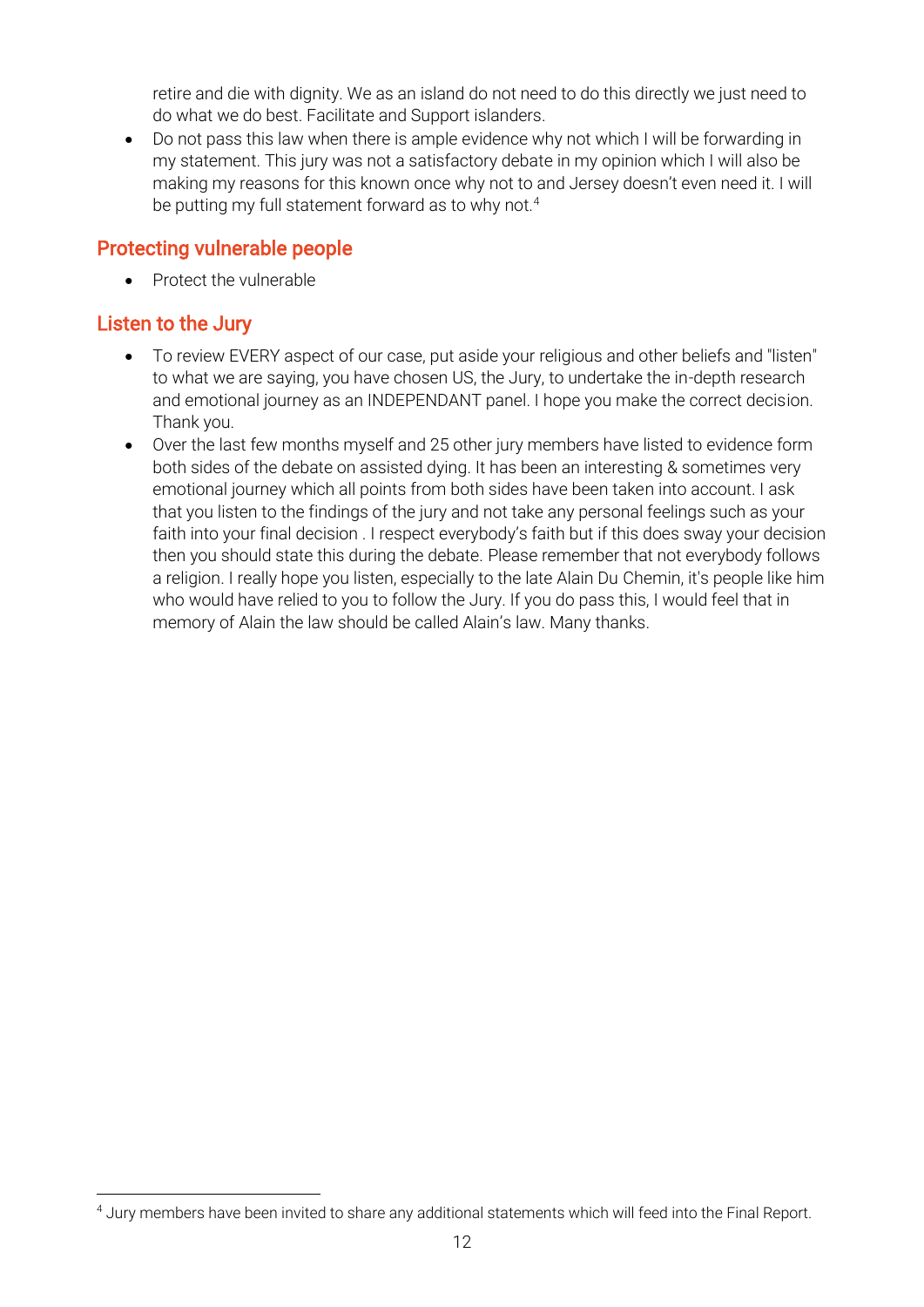retire and die with dignity. We as an island do not need to do this directly we just need to do what we do best. Facilitate and Support islanders.

- Do not pass this law when there is ample evidence why not which I will be forwarding in my statement. This jury was not a satisfactory debate in my opinion which I will also be making my reasons for this known once why not to and Jersey doesn't even need it. I will be putting my full statement forward as to why not.[4]

## Protecting vulnerable people

- Protect the vulnerable

## Listen to the Jury

- To review EVERY aspect of our case, put aside your religious and other beliefs and "listen" to what we are saying, you have chosen US, the Jury, to undertake the in-depth research and emotional journey as an INDEPENDANT panel. I hope you make the correct decision. Thank you.
- Over the last few months myself and 25 other jury members have listed to evidence form both sides of the debate on assisted dying. It has been an interesting & sometimes very emotional journey which all points from both sides have been taken into account. I ask that you listen to the findings of the jury and not take any personal feelings such as your faith into your final decision . I respect everybody's faith but if this does sway your decision then you should state this during the debate. Please remember that not everybody follows a religion. I really hope you listen, especially to the late Alain Du Chemin, it's people like him who would have relied to you to follow the Jury. If you do pass this, I would feel that in memory of Alain the law should be called Alain's law. Many thanks.

[4] Jury members have been invited to share any additional statements which will feed into the Final Report.